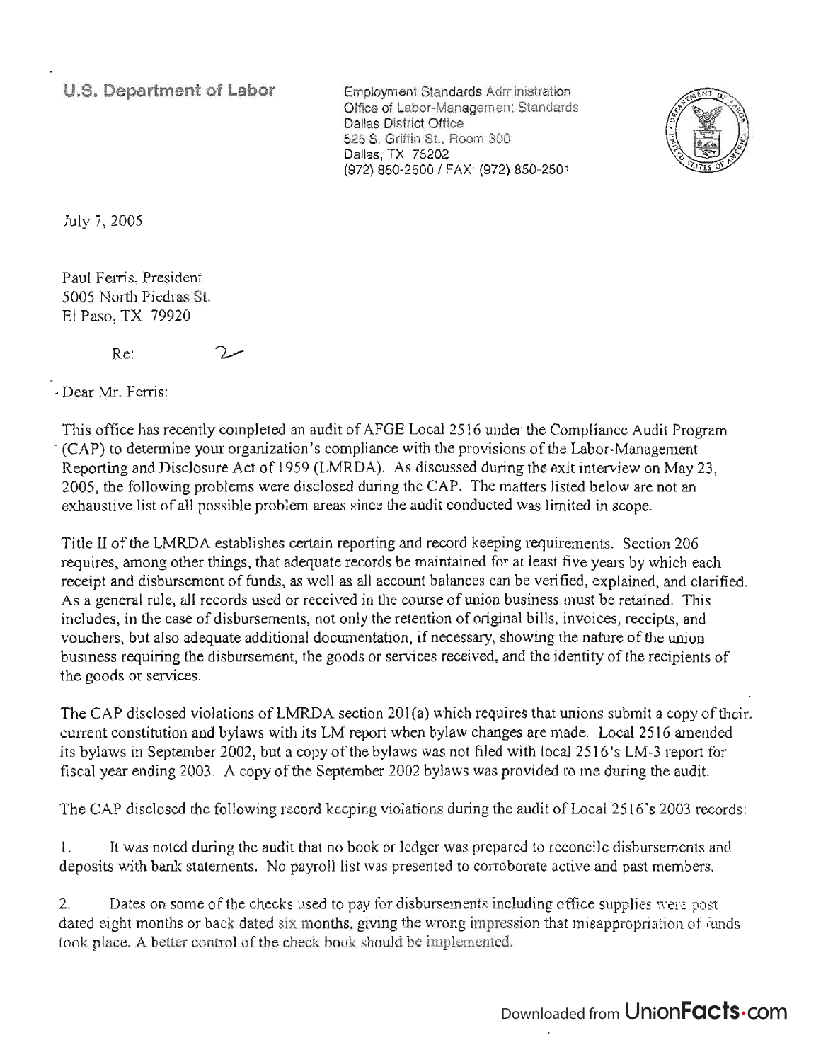**U.S. Department of Labor**

Employment Standards Administration
Office of Labor-Management Standards
Dallas District Office
525 S. Griffin St., Room 300
Dallas, TX 75202
(972) 850-2500 / FAX: (972) 850-2501

July 7, 2005

Paul Ferris, President
5005 North Piedras St.
El Paso, TX 79920

Re:

Dear Mr. Ferris:

This office has recently completed an audit of AFGE Local 2516 under the Compliance Audit Program (CAP) to determine your organization's compliance with the provisions of the Labor-Management Reporting and Disclosure Act of 1959 (LMRDA). As discussed during the exit interview on May 23, 2005, the following problems were disclosed during the CAP. The matters listed below are not an exhaustive list of all possible problem areas since the audit conducted was limited in scope.

Title II of the LMRDA establishes certain reporting and record keeping requirements. Section 206 requires, among other things, that adequate records be maintained for at least five years by which each receipt and disbursement of funds, as well as all account balances can be verified, explained, and clarified. As a general rule, all records used or received in the course of union business must be retained. This includes, in the case of disbursements, not only the retention of original bills, invoices, receipts, and vouchers, but also adequate additional documentation, if necessary, showing the nature of the union business requiring the disbursement, the goods or services received, and the identity of the recipients of the goods or services.

The CAP disclosed violations of LMRDA section 201(a) which requires that unions submit a copy of their current constitution and bylaws with its LM report when bylaw changes are made. Local 2516 amended its bylaws in September 2002, but a copy of the bylaws was not filed with local 2516's LM-3 report for fiscal year ending 2003. A copy of the September 2002 bylaws was provided to me during the audit.

The CAP disclosed the following record keeping violations during the audit of Local 2516's 2003 records:

1. It was noted during the audit that no book or ledger was prepared to reconcile disbursements and deposits with bank statements. No payroll list was presented to corroborate active and past members.

2. Dates on some of the checks used to pay for disbursements including office supplies were post dated eight months or back dated six months, giving the wrong impression that misappropriation of funds took place. A better control of the check book should be implemented.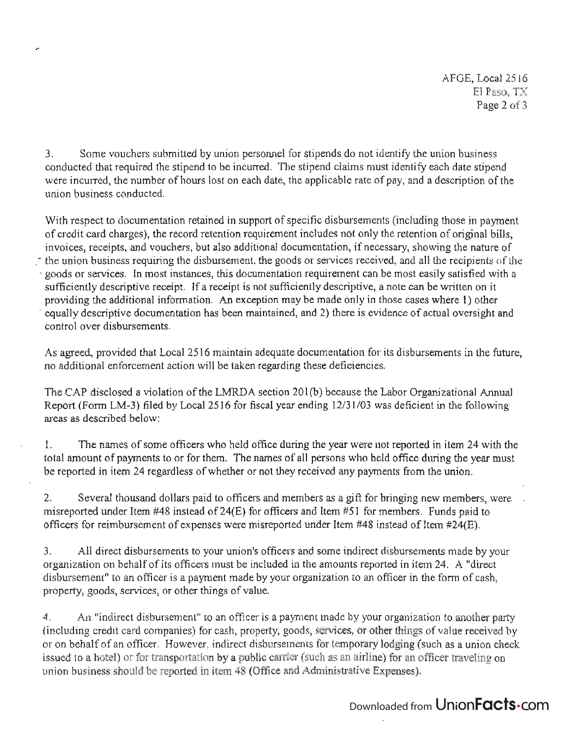3. Some vouchers submitted by union personnel for stipends do not identify the union business conducted that required the stipend to be incurred. The stipend claims must identify each date stipend were incurred, the number of hours lost on each date, the applicable rate of pay, and a description of the union business conducted.

With respect to documentation retained in support of specific disbursements (including those in payment of credit card charges), the record retention requirement includes not only the retention of original bills, invoices, receipts, and vouchers, but also additional documentation, if necessary, showing the nature of the union business requiring the disbursement, the goods or services received, and all the recipients of the goods or services. In most instances, this documentation requirement can be most easily satisfied with a sufficiently descriptive receipt. If a receipt is not sufficiently descriptive, a note can be written on it providing the additional information. An exception may be made only in those cases where 1) other equally descriptive documentation has been maintained, and 2) there is evidence of actual oversight and control over disbursements.

As agreed, provided that Local 2516 maintain adequate documentation for its disbursements in the future, no additional enforcement action will be taken regarding these deficiencies.

The CAP disclosed a violation of the LMRDA section 201(b) because the Labor Organizational Annual Report (Form LM-3) filed by Local 2516 for fiscal year ending 12/31/03 was deficient in the following areas as described below:

1. The names of some officers who held office during the year were not reported in item 24 with the total amount of payments to or for them. The names of all persons who held office during the year must be reported in item 24 regardless of whether or not they received any payments from the union.

2. Several thousand dollars paid to officers and members as a gift for bringing new members, were misreported under Item #48 instead of 24(E) for officers and Item #51 for members. Funds paid to officers for reimbursement of expenses were misreported under Item #48 instead of Item #24(E).

3. All direct disbursements to your union's officers and some indirect disbursements made by your organization on behalf of its officers must be included in the amounts reported in item 24. A "direct disbursement" to an officer is a payment made by your organization to an officer in the form of cash, property, goods, services, or other things of value.

4. An "indirect disbursement" to an officer is a payment made by your organization to another party (including credit card companies) for cash, property, goods, services, or other things of value received by or on behalf of an officer. However, indirect disbursements for temporary lodging (such as a union check issued to a hotel) or for transportation by a public carrier (such as an airline) for an officer traveling on union business should be reported in item 48 (Office and Administrative Expenses).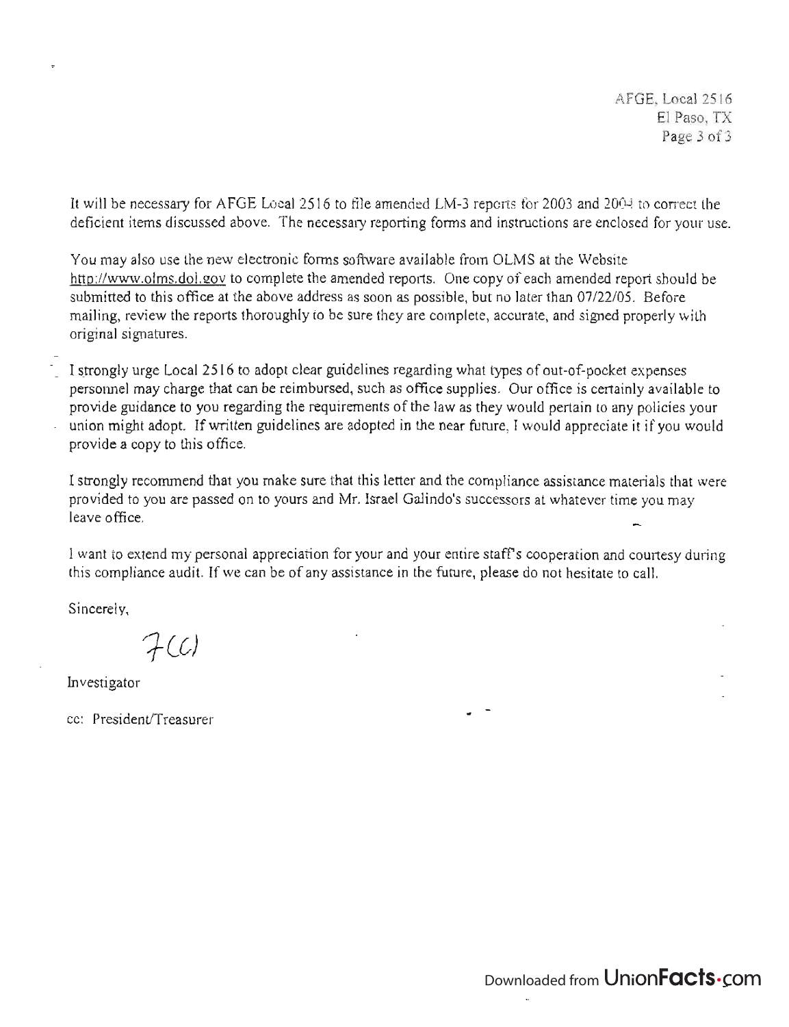AFGE, Local 2516
El Paso, TX

It will be necessary for AFGE Local 2516 to file amended LM-3 reports for 2003 and 2004 to correct the deficient items discussed above. The necessary reporting forms and instructions are enclosed for your use.

You may also use the new electronic forms software available from OLMS at the Website http://www.olms.dol.gov to complete the amended reports. One copy of each amended report should be submitted to this office at the above address as soon as possible, but no later than 07/22/05. Before mailing, review the reports thoroughly to be sure they are complete, accurate, and signed properly with original signatures.

I strongly urge Local 2516 to adopt clear guidelines regarding what types of out-of-pocket expenses personnel may charge that can be reimbursed, such as office supplies. Our office is certainly available to provide guidance to you regarding the requirements of the law as they would pertain to any policies your union might adopt. If written guidelines are adopted in the near future, I would appreciate it if you would provide a copy to this office.

I strongly recommend that you make sure that this letter and the compliance assistance materials that were provided to you are passed on to yours and Mr. Israel Galindo's successors at whatever time you may leave office.

I want to extend my personal appreciation for your and your entire staff's cooperation and courtesy during this compliance audit. If we can be of any assistance in the future, please do not hesitate to call.

Sincerely,

7(C)

Investigator

cc: President/Treasurer

Downloaded from UnionFacts.com